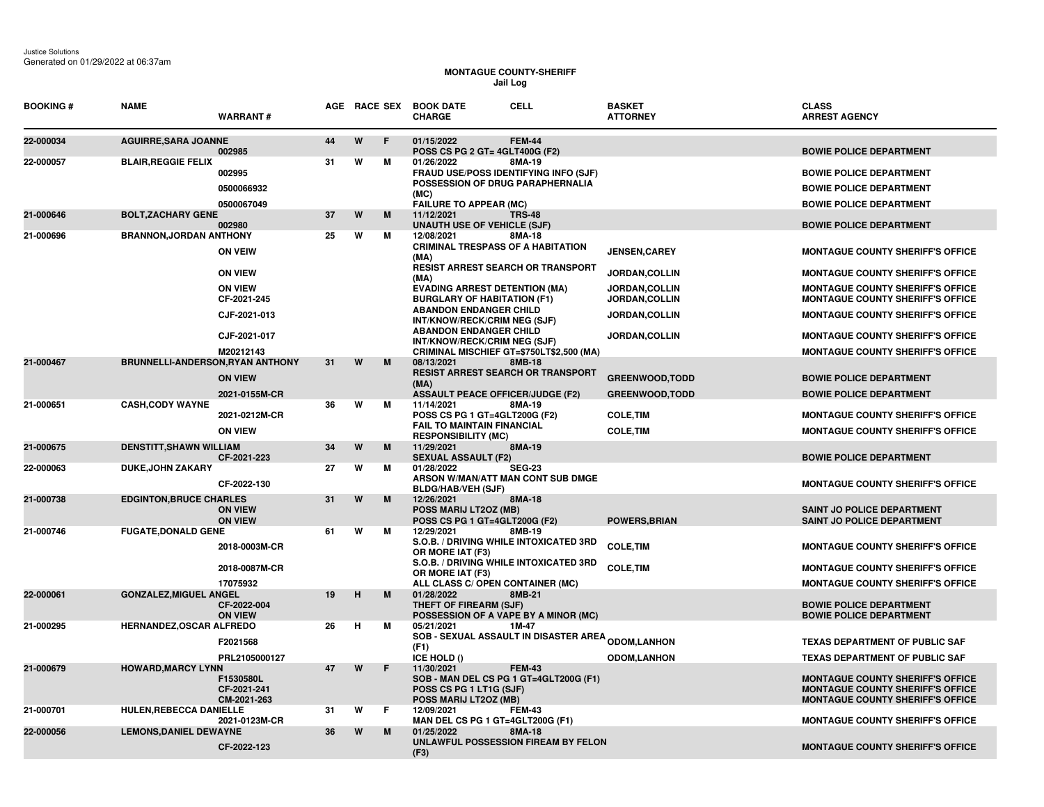Justice Solutions
Generated on 01/29/2022 at 06:37am

**MONTAGUE COUNTY-SHERIFF**
**Jail Log**

| BOOKING # | NAME | WARRANT # | AGE | RACE | SEX | BOOK DATE / CHARGE | CELL | BASKET / ATTORNEY | CLASS / ARREST AGENCY |
|---|---|---|---|---|---|---|---|---|---|
| 22-000034 | AGUIRRE,SARA JOANNE | | 44 | W | F | 01/15/2022 | FEM-44 | | |
| | | 002985 | | | | POSS CS PG 2 GT= 4GLT400G (F2) | | | BOWIE POLICE DEPARTMENT |
| 22-000057 | BLAIR,REGGIE FELIX | | 31 | W | M | 01/26/2022 | 8MA-19 | | |
| | | 002995 | | | | FRAUD USE/POSS IDENTIFYING INFO (SJF) | | | BOWIE POLICE DEPARTMENT |
| | | 0500066932 | | | | POSSESSION OF DRUG PARAPHERNALIA (MC) | | | BOWIE POLICE DEPARTMENT |
| | | 0500067049 | | | | FAILURE TO APPEAR (MC) | | | BOWIE POLICE DEPARTMENT |
| 21-000646 | BOLT,ZACHARY GENE | | 37 | W | M | 11/12/2021 | TRS-48 | | |
| | | 002980 | | | | UNAUTH USE OF VEHICLE (SJF) | | | BOWIE POLICE DEPARTMENT |
| 21-000696 | BRANNON,JORDAN ANTHONY | | 25 | W | M | 12/08/2021 | 8MA-18 | | |
| | | ON VEIW | | | | CRIMINAL TRESPASS OF A HABITATION (MA) | | JENSEN,CAREY | MONTAGUE COUNTY SHERIFF'S OFFICE |
| | | ON VIEW | | | | RESIST ARREST SEARCH OR TRANSPORT (MA) | | JORDAN,COLLIN | MONTAGUE COUNTY SHERIFF'S OFFICE |
| | | ON VIEW | | | | EVADING ARREST DETENTION (MA) | | JORDAN,COLLIN | MONTAGUE COUNTY SHERIFF'S OFFICE |
| | | CF-2021-245 | | | | BURGLARY OF HABITATION (F1) | | JORDAN,COLLIN | MONTAGUE COUNTY SHERIFF'S OFFICE |
| | | CJF-2021-013 | | | | ABANDON ENDANGER CHILD INT/KNOW/RECK/CRIM NEG (SJF) | | JORDAN,COLLIN | MONTAGUE COUNTY SHERIFF'S OFFICE |
| | | CJF-2021-017 | | | | ABANDON ENDANGER CHILD INT/KNOW/RECK/CRIM NEG (SJF) | | JORDAN,COLLIN | MONTAGUE COUNTY SHERIFF'S OFFICE |
| | | M20212143 | | | | CRIMINAL MISCHIEF GT=$750LT$2,500 (MA) | | | MONTAGUE COUNTY SHERIFF'S OFFICE |
| 21-000467 | BRUNNELLI-ANDERSON,RYAN ANTHONY | | 31 | W | M | 08/13/2021 | 8MB-18 | | |
| | | ON VIEW | | | | RESIST ARREST SEARCH OR TRANSPORT (MA) | | GREENWOOD,TODD | BOWIE POLICE DEPARTMENT |
| | | 2021-0155M-CR | | | | ASSAULT PEACE OFFICER/JUDGE (F2) | | GREENWOOD,TODD | BOWIE POLICE DEPARTMENT |
| 21-000651 | CASH,CODY WAYNE | | 36 | W | M | 11/14/2021 | 8MA-19 | | |
| | | 2021-0212M-CR | | | | POSS CS PG 1 GT=4GLT200G (F2) | | COLE,TIM | MONTAGUE COUNTY SHERIFF'S OFFICE |
| | | ON VIEW | | | | FAIL TO MAINTAIN FINANCIAL RESPONSIBILITY (MC) | | COLE,TIM | MONTAGUE COUNTY SHERIFF'S OFFICE |
| 21-000675 | DENSTITT,SHAWN WILLIAM | | 34 | W | M | 11/29/2021 | 8MA-19 | | |
| | | CF-2021-223 | | | | SEXUAL ASSAULT (F2) | | | BOWIE POLICE DEPARTMENT |
| 22-000063 | DUKE,JOHN ZAKARY | | 27 | W | M | 01/28/2022 | SEG-23 | | |
| | | CF-2022-130 | | | | ARSON W/MAN/ATT MAN CONT SUB DMGE BLDG/HAB/VEH (SJF) | | | MONTAGUE COUNTY SHERIFF'S OFFICE |
| 21-000738 | EDGINTON,BRUCE CHARLES | | 31 | W | M | 12/26/2021 | 8MA-18 | | |
| | | ON VIEW | | | | POSS MARIJ LT2OZ (MB) | | | SAINT JO POLICE DEPARTMENT |
| | | ON VIEW | | | | POSS CS PG 1 GT=4GLT200G (F2) | | POWERS,BRIAN | SAINT JO POLICE DEPARTMENT |
| 21-000746 | FUGATE,DONALD GENE | | 61 | W | M | 12/29/2021 | 8MB-19 | | |
| | | 2018-0003M-CR | | | | S.O.B. / DRIVING WHILE INTOXICATED 3RD OR MORE IAT (F3) | | COLE,TIM | MONTAGUE COUNTY SHERIFF'S OFFICE |
| | | 2018-0087M-CR | | | | S.O.B. / DRIVING WHILE INTOXICATED 3RD OR MORE IAT (F3) | | COLE,TIM | MONTAGUE COUNTY SHERIFF'S OFFICE |
| | | 17075932 | | | | ALL CLASS C/ OPEN CONTAINER (MC) | | | MONTAGUE COUNTY SHERIFF'S OFFICE |
| 22-000061 | GONZALEZ,MIGUEL ANGEL | | 19 | H | M | 01/28/2022 | 8MB-21 | | |
| | | CF-2022-004 | | | | THEFT OF FIREARM (SJF) | | | BOWIE POLICE DEPARTMENT |
| | | ON VIEW | | | | POSSESSION OF A VAPE BY A MINOR (MC) | | | BOWIE POLICE DEPARTMENT |
| 21-000295 | HERNANDEZ,OSCAR ALFREDO | | 26 | H | M | 05/21/2021 | 1M-47 | | |
| | | F2021568 | | | | SOB - SEXUAL ASSAULT IN DISASTER AREA (F1) | | ODOM,LANHON | TEXAS DEPARTMENT OF PUBLIC SAF |
| | | PRL2105000127 | | | | ICE HOLD () | | ODOM,LANHON | TEXAS DEPARTMENT OF PUBLIC SAF |
| 21-000679 | HOWARD,MARCY LYNN | | 47 | W | F | 11/30/2021 | FEM-43 | | |
| | | F1530580L | | | | SOB - MAN DEL CS PG 1 GT=4GLT200G (F1) | | | MONTAGUE COUNTY SHERIFF'S OFFICE |
| | | CF-2021-241 | | | | POSS CS PG 1 LT1G (SJF) | | | MONTAGUE COUNTY SHERIFF'S OFFICE |
| | | CM-2021-263 | | | | POSS MARIJ LT2OZ (MB) | | | MONTAGUE COUNTY SHERIFF'S OFFICE |
| 21-000701 | HULEN,REBECCA DANIELLE | | 31 | W | F | 12/09/2021 | FEM-43 | | |
| | | 2021-0123M-CR | | | | MAN DEL CS PG 1 GT=4GLT200G (F1) | | | MONTAGUE COUNTY SHERIFF'S OFFICE |
| 22-000056 | LEMONS,DANIEL DEWAYNE | | 36 | W | M | 01/25/2022 | 8MA-18 | | |
| | | CF-2022-123 | | | | UNLAWFUL POSSESSION FIREAM BY FELON (F3) | | | MONTAGUE COUNTY SHERIFF'S OFFICE |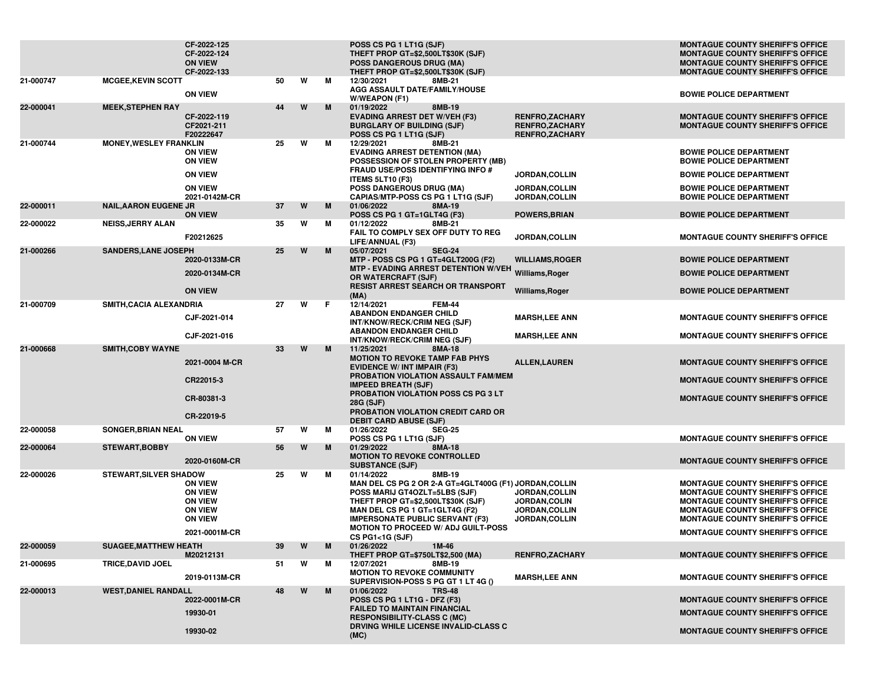| Booking # | Name | Warrant/Cause # | Age | Race | Sex | Date / Cell / Charge | Officer | Agency |
|---|---|---|---|---|---|---|---|---|
| | | CF-2022-125 | | | | POSS CS PG 1 LT1G (SJF) | | MONTAGUE COUNTY SHERIFF'S OFFICE |
| | | CF-2022-124 | | | | THEFT PROP GT=$2,500LT$30K (SJF) | | MONTAGUE COUNTY SHERIFF'S OFFICE |
| | | ON VIEW | | | | POSS DANGEROUS DRUG (MA) | | MONTAGUE COUNTY SHERIFF'S OFFICE |
| | | CF-2022-133 | | | | THEFT PROP GT=$2,500LT$30K (SJF) | | MONTAGUE COUNTY SHERIFF'S OFFICE |
| 21-000747 | MCGEE,KEVIN SCOTT | | 50 | W | M | 12/30/2021 8MB-21 | | |
| | | ON VIEW | | | | AGG ASSAULT DATE/FAMILY/HOUSE W/WEAPON (F1) | | BOWIE POLICE DEPARTMENT |
| 22-000041 | MEEK,STEPHEN RAY | | 44 | W | M | 01/19/2022 8MB-19 | | |
| | | CF-2022-119 | | | | EVADING ARREST DET W/VEH (F3) | RENFRO,ZACHARY | MONTAGUE COUNTY SHERIFF'S OFFICE |
| | | CF2021-211 | | | | BURGLARY OF BUILDING (SJF) | RENFRO,ZACHARY | MONTAGUE COUNTY SHERIFF'S OFFICE |
| | | F20222647 | | | | POSS CS PG 1 LT1G (SJF) | RENFRO,ZACHARY | |
| 21-000744 | MONEY,WESLEY FRANKLIN | | 25 | W | M | 12/29/2021 8MB-21 | | |
| | | ON VIEW | | | | EVADING ARREST DETENTION (MA) | | BOWIE POLICE DEPARTMENT |
| | | ON VIEW | | | | POSSESSION OF STOLEN PROPERTY (MB) | | BOWIE POLICE DEPARTMENT |
| | | ON VIEW | | | | FRAUD USE/POSS IDENTIFYING INFO # ITEMS 5LT10 (F3) | JORDAN,COLLIN | BOWIE POLICE DEPARTMENT |
| | | ON VIEW | | | | POSS DANGEROUS DRUG (MA) | JORDAN,COLLIN | BOWIE POLICE DEPARTMENT |
| | | 2021-0142M-CR | | | | CAPIAS/MTP-POSS CS PG 1 LT1G (SJF) | JORDAN,COLLIN | BOWIE POLICE DEPARTMENT |
| 22-000011 | NAIL,AARON EUGENE JR | | 37 | W | M | 01/06/2022 8MA-19 | | |
| | | ON VIEW | | | | POSS CS PG 1 GT=1GLT4G (F3) | POWERS,BRIAN | BOWIE POLICE DEPARTMENT |
| 22-000022 | NEISS,JERRY ALAN | | 35 | W | M | 01/12/2022 8MB-21 | | |
| | | F20212625 | | | | FAIL TO COMPLY SEX OFF DUTY TO REG LIFE/ANNUAL (F3) | JORDAN,COLLIN | MONTAGUE COUNTY SHERIFF'S OFFICE |
| 21-000266 | SANDERS,LANE JOSEPH | | 25 | W | M | 05/07/2021 SEG-24 | | |
| | | 2020-0133M-CR | | | | MTP - POSS CS PG 1 GT=4GLT200G (F2) | WILLIAMS,ROGER | BOWIE POLICE DEPARTMENT |
| | | 2020-0134M-CR | | | | MTP - EVADING ARREST DETENTION W/VEH OR WATERCRAFT (SJF) | Williams,Roger | BOWIE POLICE DEPARTMENT |
| | | ON VIEW | | | | RESIST ARREST SEARCH OR TRANSPORT (MA) | Williams,Roger | BOWIE POLICE DEPARTMENT |
| 21-000709 | SMITH,CACIA ALEXANDRIA | | 27 | W | F | 12/14/2021 FEM-44 | | |
| | | CJF-2021-014 | | | | ABANDON ENDANGER CHILD INT/KNOW/RECK/CRIM NEG (SJF) | MARSH,LEE ANN | MONTAGUE COUNTY SHERIFF'S OFFICE |
| | | CJF-2021-016 | | | | ABANDON ENDANGER CHILD INT/KNOW/RECK/CRIM NEG (SJF) | MARSH,LEE ANN | MONTAGUE COUNTY SHERIFF'S OFFICE |
| 21-000668 | SMITH,COBY WAYNE | | 33 | W | M | 11/25/2021 8MA-18 | | |
| | | 2021-0004 M-CR | | | | MOTION TO REVOKE TAMP FAB PHYS EVIDENCE W/ INT IMPAIR (F3) | ALLEN,LAUREN | MONTAGUE COUNTY SHERIFF'S OFFICE |
| | | CR22015-3 | | | | PROBATION VIOLATION ASSAULT FAM/MEM IMPEED BREATH (SJF) | | MONTAGUE COUNTY SHERIFF'S OFFICE |
| | | CR-80381-3 | | | | PROBATION VIOLATION POSS CS PG 3 LT 28G (SJF) | | MONTAGUE COUNTY SHERIFF'S OFFICE |
| | | CR-22019-5 | | | | PROBATION VIOLATION CREDIT CARD OR DEBIT CARD ABUSE (SJF) | | |
| 22-000058 | SONGER,BRIAN NEAL | | 57 | W | M | 01/26/2022 SEG-25 | | |
| | | ON VIEW | | | | POSS CS PG 1 LT1G (SJF) | | MONTAGUE COUNTY SHERIFF'S OFFICE |
| 22-000064 | STEWART,BOBBY | | 56 | W | M | 01/29/2022 8MA-18 | | |
| | | 2020-0160M-CR | | | | MOTION TO REVOKE CONTROLLED SUBSTANCE (SJF) | | MONTAGUE COUNTY SHERIFF'S OFFICE |
| 22-000026 | STEWART,SILVER SHADOW | | 25 | W | M | 01/14/2022 8MB-19 | | |
| | | ON VIEW | | | | MAN DEL CS PG 2 OR 2-A GT=4GLT400G (F1) | JORDAN,COLLIN | MONTAGUE COUNTY SHERIFF'S OFFICE |
| | | ON VIEW | | | | POSS MARIJ GT4OZLT=5LBS (SJF) | JORDAN,COLLIN | MONTAGUE COUNTY SHERIFF'S OFFICE |
| | | ON VIEW | | | | THEFT PROP GT=$2,500LT$30K (SJF) | JORDAN,COLIN | MONTAGUE COUNTY SHERIFF'S OFFICE |
| | | ON VIEW | | | | MAN DEL CS PG 1 GT=1GLT4G (F2) | JORDAN,COLLIN | MONTAGUE COUNTY SHERIFF'S OFFICE |
| | | ON VIEW | | | | IMPERSONATE PUBLIC SERVANT (F3) | JORDAN,COLLIN | MONTAGUE COUNTY SHERIFF'S OFFICE |
| | | 2021-0001M-CR | | | | MOTION TO PROCEED W/ ADJ GUILT-POSS CS PG1<1G (SJF) | | MONTAGUE COUNTY SHERIFF'S OFFICE |
| 22-000059 | SUAGEE,MATTHEW HEATH | | 39 | W | M | 01/26/2022 1M-46 | | |
| | | M20212131 | | | | THEFT PROP GT=$750LT$2,500 (MA) | RENFRO,ZACHARY | MONTAGUE COUNTY SHERIFF'S OFFICE |
| 21-000695 | TRICE,DAVID JOEL | | 51 | W | M | 12/07/2021 8MB-19 | | |
| | | 2019-0113M-CR | | | | MOTION TO REVOKE COMMUNITY SUPERVISION-POSS S PG GT 1 LT 4G () | MARSH,LEE ANN | MONTAGUE COUNTY SHERIFF'S OFFICE |
| 22-000013 | WEST,DANIEL RANDALL | | 48 | W | M | 01/06/2022 TRS-48 | | |
| | | 2022-0001M-CR | | | | POSS CS PG 1 LT1G - DFZ (F3) | | MONTAGUE COUNTY SHERIFF'S OFFICE |
| | | 19930-01 | | | | FAILED TO MAINTAIN FINANCIAL RESPONSIBILITY-CLASS C (MC) | | MONTAGUE COUNTY SHERIFF'S OFFICE |
| | | 19930-02 | | | | DRVING WHILE LICENSE INVALID-CLASS C (MC) | | MONTAGUE COUNTY SHERIFF'S OFFICE |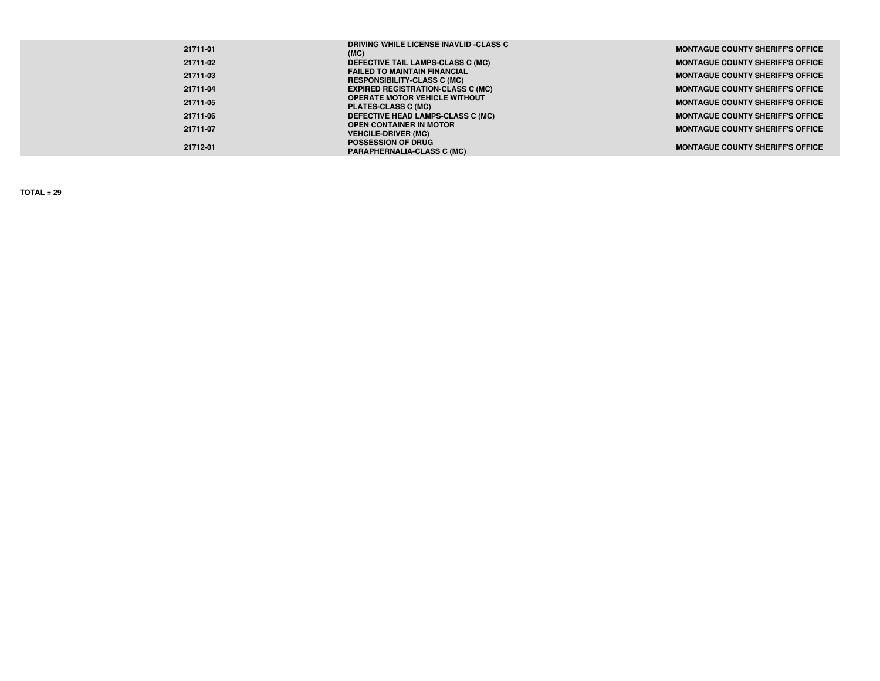| | | | |
|---|---|---|---|
| | 21711-01 | DRIVING WHILE LICENSE INAVLID -CLASS C (MC) | MONTAGUE COUNTY SHERIFF'S OFFICE |
| | 21711-02 | DEFECTIVE TAIL LAMPS-CLASS C (MC) | MONTAGUE COUNTY SHERIFF'S OFFICE |
| | 21711-03 | FAILED TO MAINTAIN FINANCIAL RESPONSIBILITY-CLASS C (MC) | MONTAGUE COUNTY SHERIFF'S OFFICE |
| | 21711-04 | EXPIRED REGISTRATION-CLASS C (MC) | MONTAGUE COUNTY SHERIFF'S OFFICE |
| | 21711-05 | OPERATE MOTOR VEHICLE WITHOUT PLATES-CLASS C (MC) | MONTAGUE COUNTY SHERIFF'S OFFICE |
| | 21711-06 | DEFECTIVE HEAD LAMPS-CLASS C (MC) | MONTAGUE COUNTY SHERIFF'S OFFICE |
| | 21711-07 | OPEN CONTAINER IN MOTOR VEHCILE-DRIVER (MC) | MONTAGUE COUNTY SHERIFF'S OFFICE |
| | 21712-01 | POSSESSION OF DRUG PARAPHERNALIA-CLASS C (MC) | MONTAGUE COUNTY SHERIFF'S OFFICE |

**TOTAL = 29**